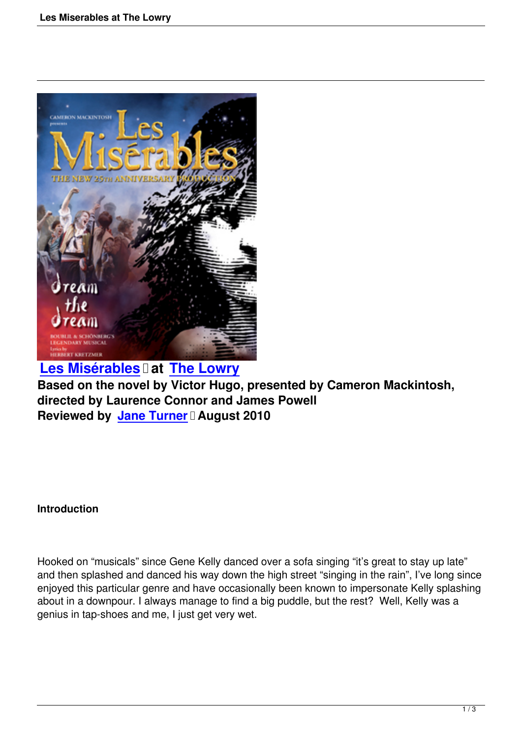**Les Misérables at The Lowry**

**Based on the novel by Victor Hugo, presented by Cameron Mackintosh, directed by Laurence Connor and James Powell**

**Reviewed by Jane Turner August 2010**

**Introduction**

Hooked on “musicals” since Gene Kelly danced over a sofa singing “it’s great to stay up late” and then splashed and danced his way down the high street “singing in the rain”, I’ve long since enjoyed this particular genre and have occasionally been known to impersonate Kelly splashing about in a downpour. I always manage to find a big puddle, but the rest? Well, Kelly was a genius in tap-shoes and me, I just get very wet.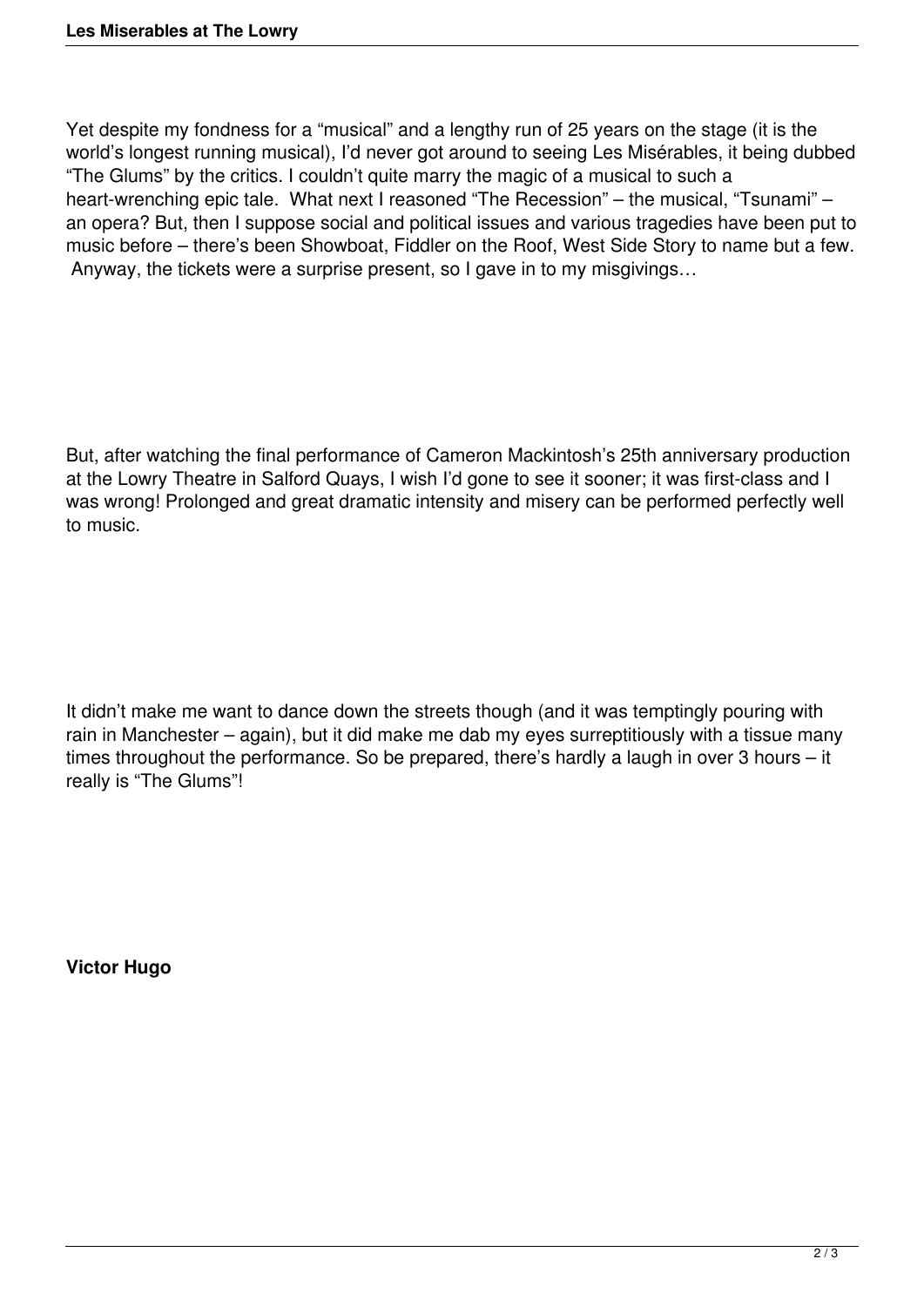Yet despite my fondness for a "musical" and a lengthy run of 25 years on the stage (it is the world's longest running musical), I'd never got around to seeing Les Misérables, it being dubbed "The Glums" by the critics. I couldn't quite marry the magic of a musical to such a heart-wrenching epic tale.  What next I reasoned "The Recession" – the musical, "Tsunami" – an opera? But, then I suppose social and political issues and various tragedies have been put to music before – there's been Showboat, Fiddler on the Roof, West Side Story to name but a few.  Anyway, the tickets were a surprise present, so I gave in to my misgivings…

But, after watching the final performance of Cameron Mackintosh's 25th anniversary production at the Lowry Theatre in Salford Quays, I wish I'd gone to see it sooner; it was first-class and I was wrong! Prolonged and great dramatic intensity and misery can be performed perfectly well to music.

It didn't make me want to dance down the streets though (and it was temptingly pouring with rain in Manchester – again), but it did make me dab my eyes surreptitiously with a tissue many times throughout the performance. So be prepared, there's hardly a laugh in over 3 hours – it really is "The Glums"!

**Victor Hugo**